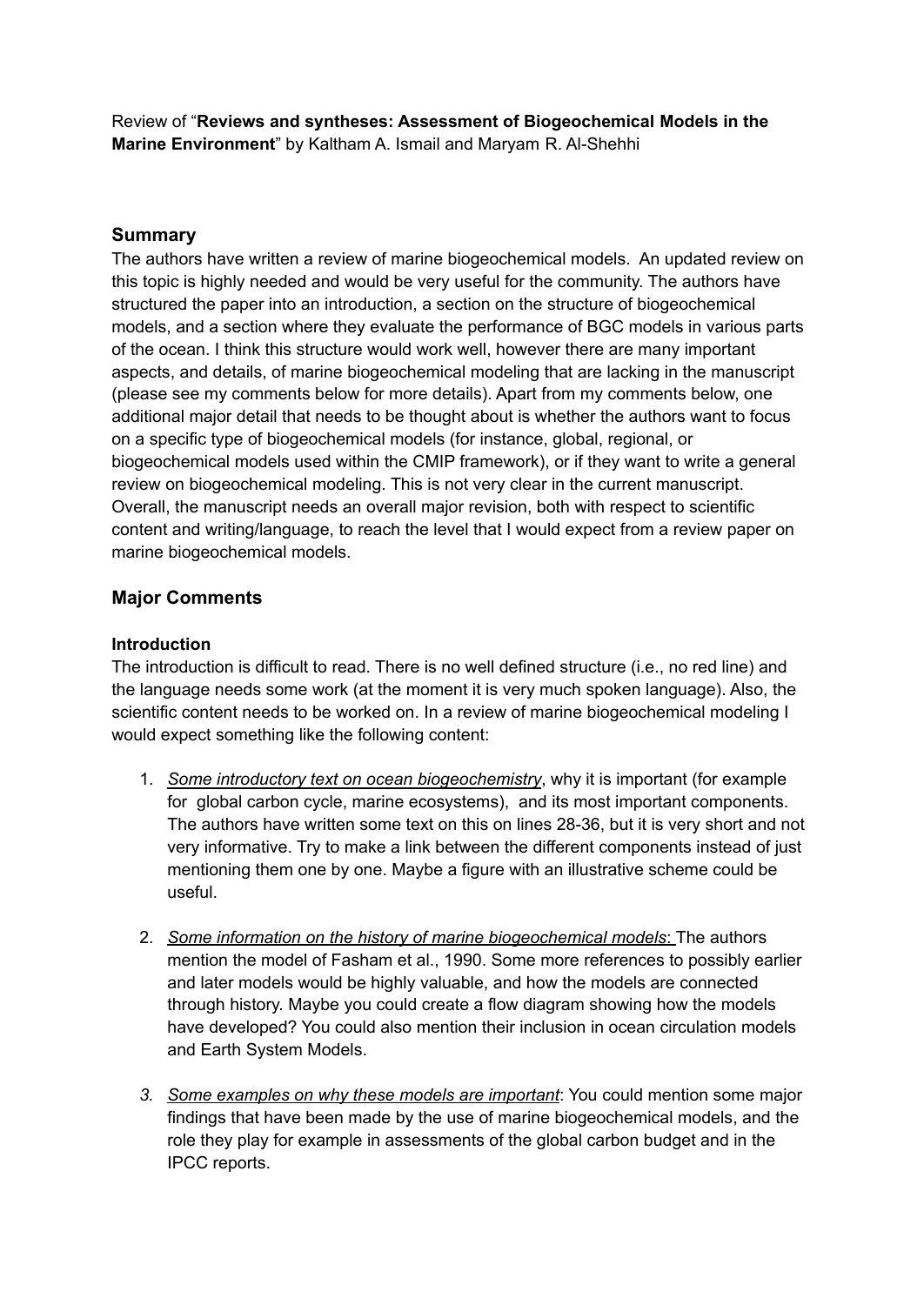Review of "**Reviews and syntheses: Assessment of Biogeochemical Models in the Marine Environment**" by Kaltham A. Ismail and Maryam R. Al-Shehhi

## Summary

The authors have written a review of marine biogeochemical models. An updated review on this topic is highly needed and would be very useful for the community. The authors have structured the paper into an introduction, a section on the structure of biogeochemical models, and a section where they evaluate the performance of BGC models in various parts of the ocean. I think this structure would work well, however there are many important aspects, and details, of marine biogeochemical modeling that are lacking in the manuscript (please see my comments below for more details). Apart from my comments below, one additional major detail that needs to be thought about is whether the authors want to focus on a specific type of biogeochemical models (for instance, global, regional, or biogeochemical models used within the CMIP framework), or if they want to write a general review on biogeochemical modeling. This is not very clear in the current manuscript. Overall, the manuscript needs an overall major revision, both with respect to scientific content and writing/language, to reach the level that I would expect from a review paper on marine biogeochemical models.

## Major Comments

### Introduction

The introduction is difficult to read. There is no well defined structure (i.e., no red line) and the language needs some work (at the moment it is very much spoken language). Also, the scientific content needs to be worked on. In a review of marine biogeochemical modeling I would expect something like the following content:

1. *Some introductory text on ocean biogeochemistry*, why it is important (for example for global carbon cycle, marine ecosystems), and its most important components. The authors have written some text on this on lines 28-36, but it is very short and not very informative. Try to make a link between the different components instead of just mentioning them one by one. Maybe a figure with an illustrative scheme could be useful.

2. *Some information on the history of marine biogeochemical models*: The authors mention the model of Fasham et al., 1990. Some more references to possibly earlier and later models would be highly valuable, and how the models are connected through history. Maybe you could create a flow diagram showing how the models have developed? You could also mention their inclusion in ocean circulation models and Earth System Models.

3. *Some examples on why these models are important*: You could mention some major findings that have been made by the use of marine biogeochemical models, and the role they play for example in assessments of the global carbon budget and in the IPCC reports.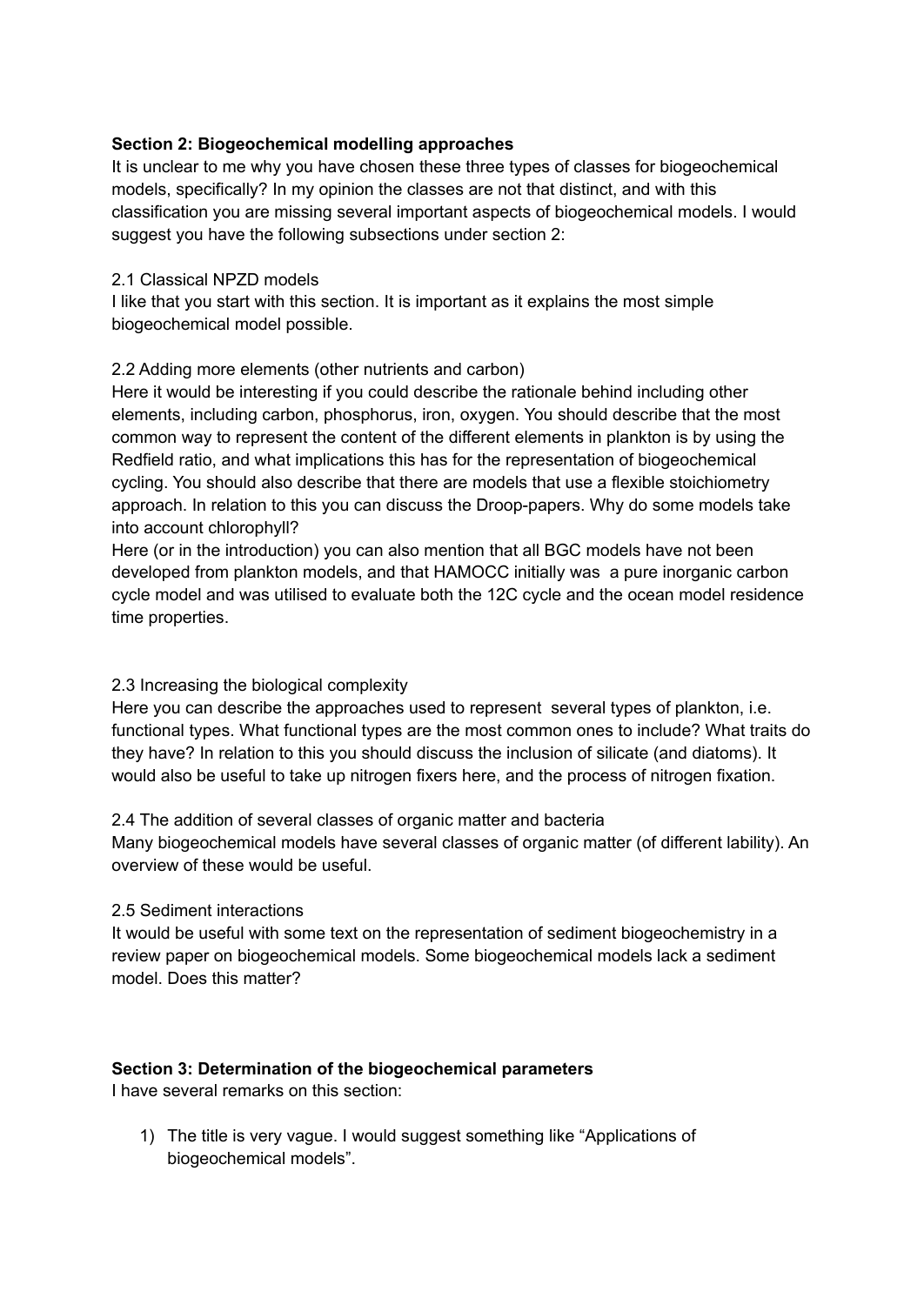**Section 2: Biogeochemical modelling approaches**

It is unclear to me why you have chosen these three types of classes for biogeochemical models, specifically? In my opinion the classes are not that distinct, and with this classification you are missing several important aspects of biogeochemical models. I would suggest you have the following subsections under section 2:

2.1 Classical NPZD models

I like that you start with this section. It is important as it explains the most simple biogeochemical model possible.

2.2 Adding more elements (other nutrients and carbon)

Here it would be interesting if you could describe the rationale behind including other elements, including carbon, phosphorus, iron, oxygen. You should describe that the most common way to represent the content of the different elements in plankton is by using the Redfield ratio, and what implications this has for the representation of biogeochemical cycling. You should also describe that there are models that use a flexible stoichiometry approach. In relation to this you can discuss the Droop-papers. Why do some models take into account chlorophyll?

Here (or in the introduction) you can also mention that all BGC models have not been developed from plankton models, and that HAMOCC initially was a pure inorganic carbon cycle model and was utilised to evaluate both the 12C cycle and the ocean model residence time properties.

2.3 Increasing the biological complexity

Here you can describe the approaches used to represent several types of plankton, i.e. functional types. What functional types are the most common ones to include? What traits do they have? In relation to this you should discuss the inclusion of silicate (and diatoms). It would also be useful to take up nitrogen fixers here, and the process of nitrogen fixation.

2.4 The addition of several classes of organic matter and bacteria

Many biogeochemical models have several classes of organic matter (of different lability). An overview of these would be useful.

2.5 Sediment interactions

It would be useful with some text on the representation of sediment biogeochemistry in a review paper on biogeochemical models. Some biogeochemical models lack a sediment model. Does this matter?

**Section 3: Determination of the biogeochemical parameters**

I have several remarks on this section:

1) The title is very vague. I would suggest something like "Applications of biogeochemical models".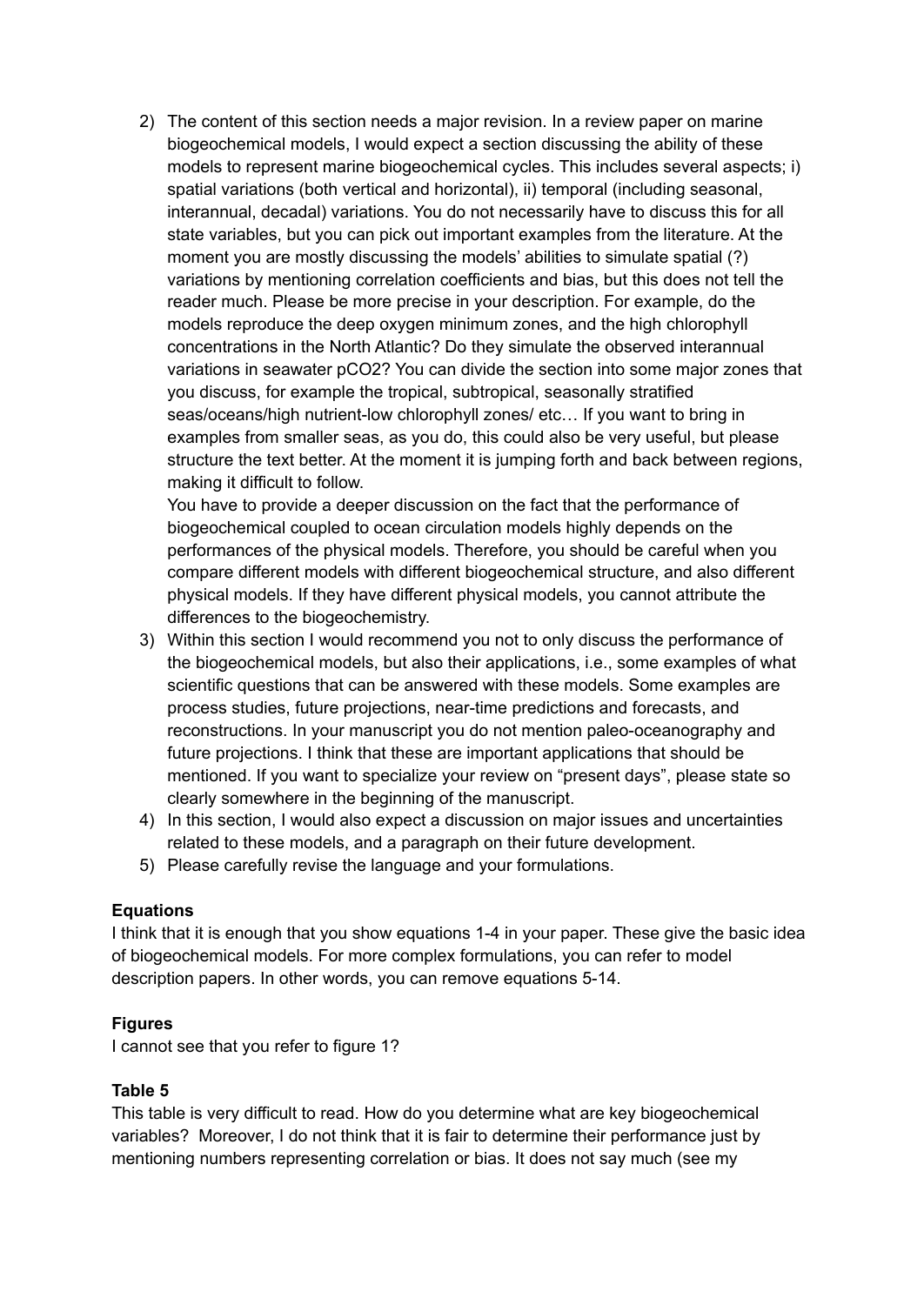2) The content of this section needs a major revision. In a review paper on marine biogeochemical models, I would expect a section discussing the ability of these models to represent marine biogeochemical cycles. This includes several aspects; i) spatial variations (both vertical and horizontal), ii) temporal (including seasonal, interannual, decadal) variations. You do not necessarily have to discuss this for all state variables, but you can pick out important examples from the literature. At the moment you are mostly discussing the models' abilities to simulate spatial (?) variations by mentioning correlation coefficients and bias, but this does not tell the reader much. Please be more precise in your description. For example, do the models reproduce the deep oxygen minimum zones, and the high chlorophyll concentrations in the North Atlantic? Do they simulate the observed interannual variations in seawater pCO2? You can divide the section into some major zones that you discuss, for example the tropical, subtropical, seasonally stratified seas/oceans/high nutrient-low chlorophyll zones/ etc… If you want to bring in examples from smaller seas, as you do, this could also be very useful, but please structure the text better. At the moment it is jumping forth and back between regions, making it difficult to follow.
   You have to provide a deeper discussion on the fact that the performance of biogeochemical coupled to ocean circulation models highly depends on the performances of the physical models. Therefore, you should be careful when you compare different models with different biogeochemical structure, and also different physical models. If they have different physical models, you cannot attribute the differences to the biogeochemistry.
3) Within this section I would recommend you not to only discuss the performance of the biogeochemical models, but also their applications, i.e., some examples of what scientific questions that can be answered with these models. Some examples are process studies, future projections, near-time predictions and forecasts, and reconstructions. In your manuscript you do not mention paleo-oceanography and future projections. I think that these are important applications that should be mentioned. If you want to specialize your review on "present days", please state so clearly somewhere in the beginning of the manuscript.
4) In this section, I would also expect a discussion on major issues and uncertainties related to these models, and a paragraph on their future development.
5) Please carefully revise the language and your formulations.

**Equations**

I think that it is enough that you show equations 1-4 in your paper. These give the basic idea of biogeochemical models. For more complex formulations, you can refer to model description papers. In other words, you can remove equations 5-14.

**Figures**

I cannot see that you refer to figure 1?

**Table 5**

This table is very difficult to read. How do you determine what are key biogeochemical variables? Moreover, I do not think that it is fair to determine their performance just by mentioning numbers representing correlation or bias. It does not say much (see my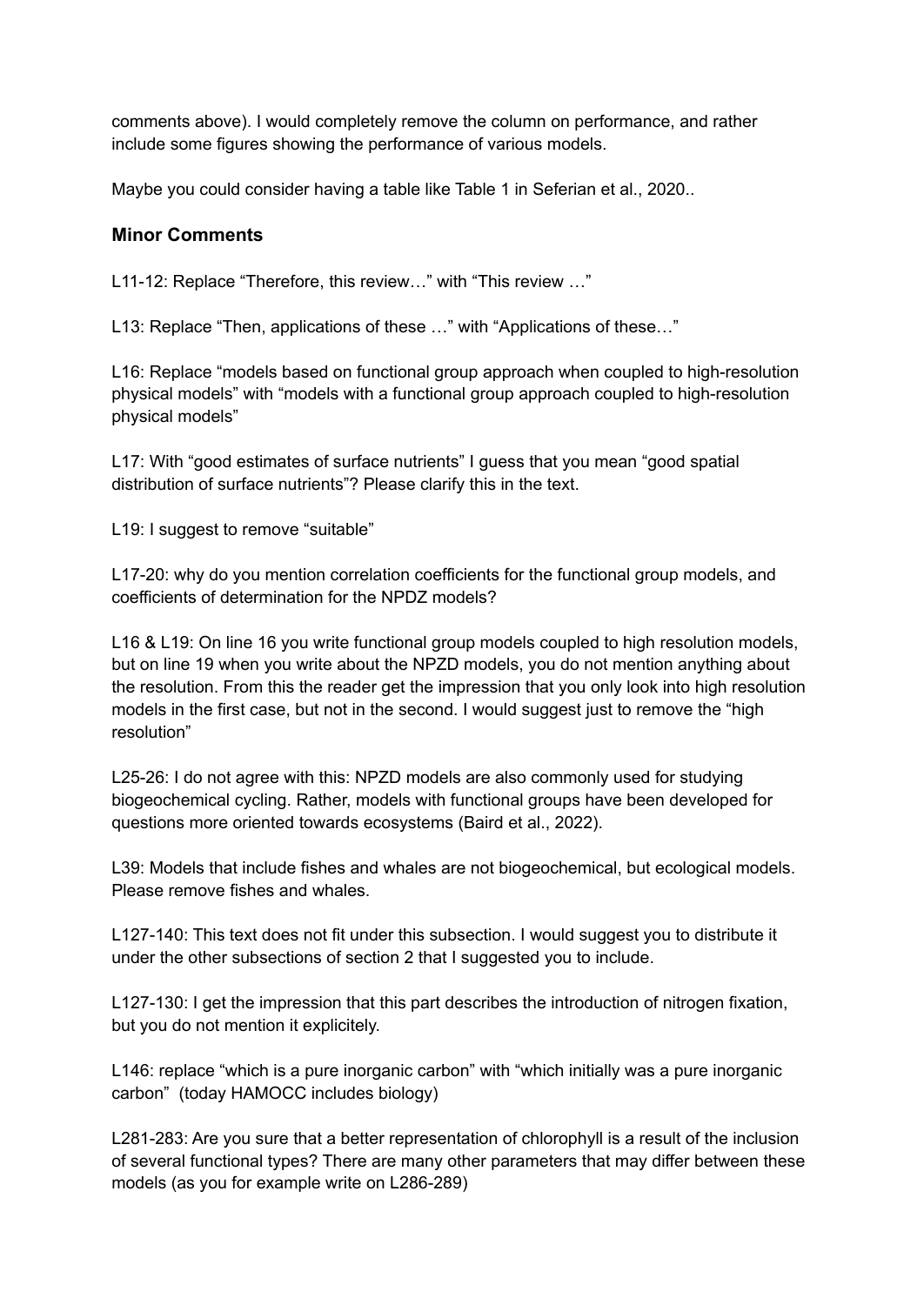comments above). I would completely remove the column on performance, and rather include some figures showing the performance of various models.

Maybe you could consider having a table like Table 1 in Seferian et al., 2020..

### Minor Comments

L11-12: Replace “Therefore, this review…” with “This review …”

L13: Replace “Then, applications of these …” with “Applications of these…”

L16: Replace “models based on functional group approach when coupled to high-resolution physical models” with “models with a functional group approach coupled to high-resolution physical models”

L17: With “good estimates of surface nutrients” I guess that you mean “good spatial distribution of surface nutrients”? Please clarify this in the text.

L19: I suggest to remove “suitable”

L17-20: why do you mention correlation coefficients for the functional group models, and coefficients of determination for the NPDZ models?

L16 & L19: On line 16 you write functional group models coupled to high resolution models, but on line 19 when you write about the NPZD models, you do not mention anything about the resolution. From this the reader get the impression that you only look into high resolution models in the first case, but not in the second. I would suggest just to remove the “high resolution”

L25-26: I do not agree with this: NPZD models are also commonly used for studying biogeochemical cycling. Rather, models with functional groups have been developed for questions more oriented towards ecosystems (Baird et al., 2022).

L39: Models that include fishes and whales are not biogeochemical, but ecological models. Please remove fishes and whales.

L127-140: This text does not fit under this subsection. I would suggest you to distribute it under the other subsections of section 2 that I suggested you to include.

L127-130: I get the impression that this part describes the introduction of nitrogen fixation, but you do not mention it explicitely.

L146: replace “which is a pure inorganic carbon” with “which initially was a pure inorganic carbon” (today HAMOCC includes biology)

L281-283: Are you sure that a better representation of chlorophyll is a result of the inclusion of several functional types? There are many other parameters that may differ between these models (as you for example write on L286-289)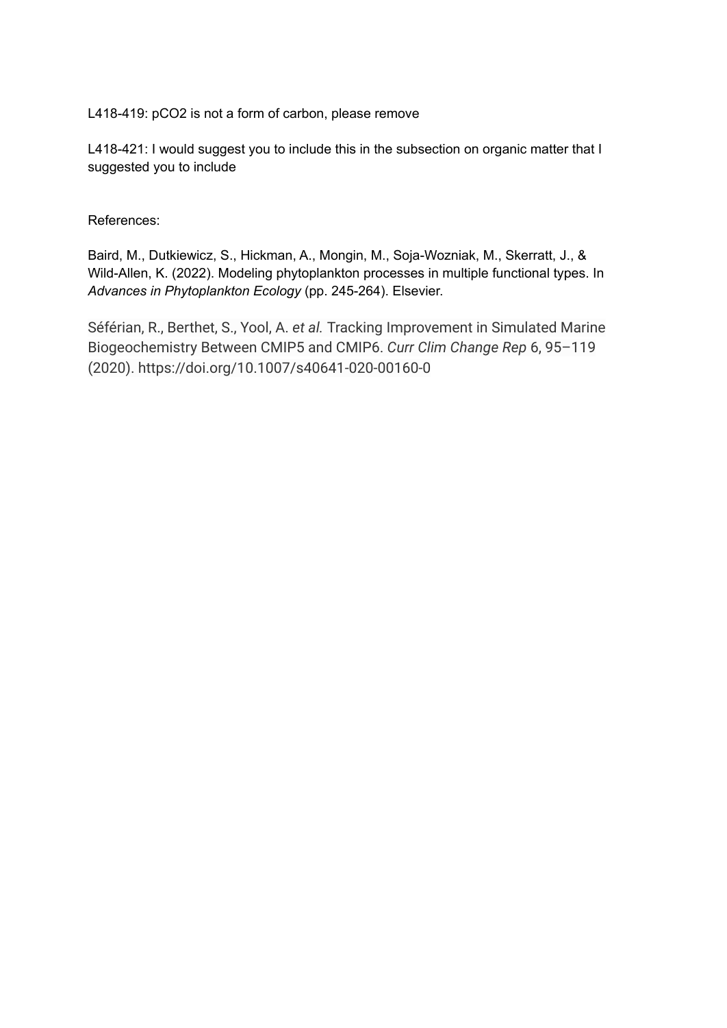L418-419: $pCO_2$ is not a form of carbon, please remove

L418-421: I would suggest you to include this in the subsection on organic matter that I suggested you to include

References:

Baird, M., Dutkiewicz, S., Hickman, A., Mongin, M., Soja-Wozniak, M., Skerratt, J., & Wild-Allen, K. (2022). Modeling phytoplankton processes in multiple functional types. In *Advances in Phytoplankton Ecology* (pp. 245-264). Elsevier.

Séférian, R., Berthet, S., Yool, A. *et al.* Tracking Improvement in Simulated Marine Biogeochemistry Between CMIP5 and CMIP6. *Curr Clim Change Rep* 6, 95–119 (2020). https://doi.org/10.1007/s40641-020-00160-0